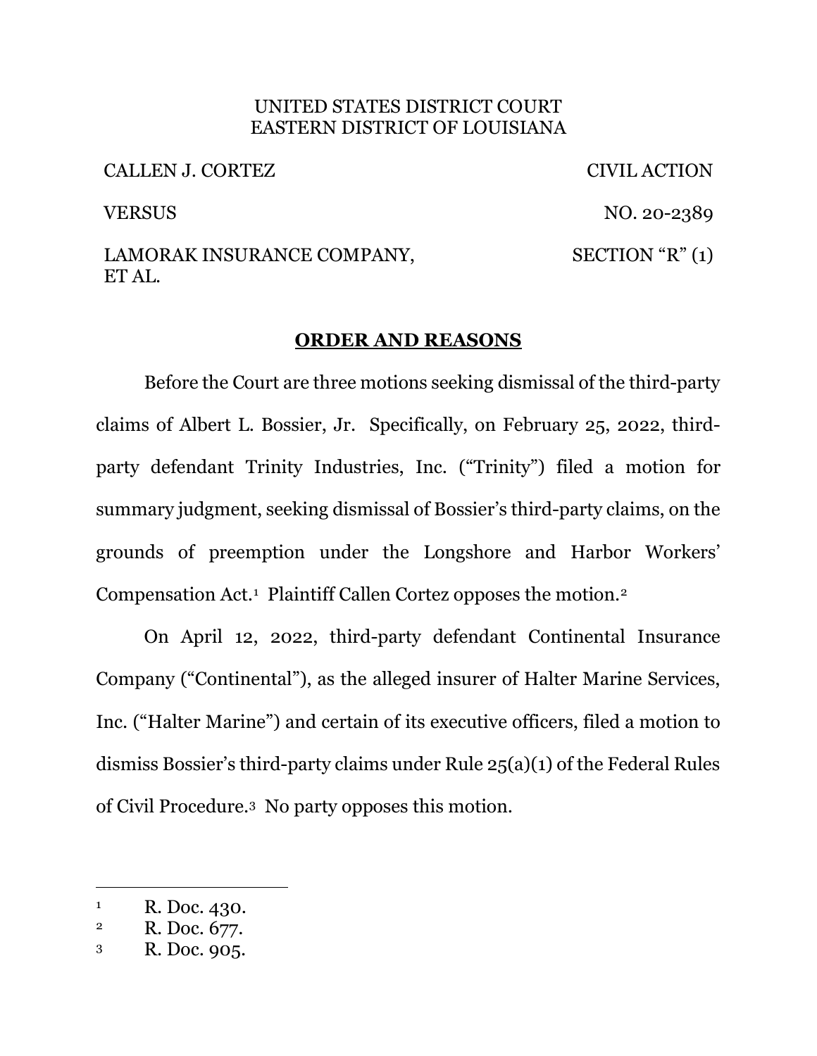UNITED STATES DISTRICT COURT
EASTERN DISTRICT OF LOUISIANA

| | |
|---|---|
| CALLEN J. CORTEZ | CIVIL ACTION |
| VERSUS | NO. 20-2389 |
| LAMORAK INSURANCE COMPANY, ET AL. | SECTION "R" (1) |

## ORDER AND REASONS

Before the Court are three motions seeking dismissal of the third-party claims of Albert L. Bossier, Jr. Specifically, on February 25, 2022, third-party defendant Trinity Industries, Inc. ("Trinity") filed a motion for summary judgment, seeking dismissal of Bossier's third-party claims, on the grounds of preemption under the Longshore and Harbor Workers' Compensation Act.[1] Plaintiff Callen Cortez opposes the motion.[2]

On April 12, 2022, third-party defendant Continental Insurance Company ("Continental"), as the alleged insurer of Halter Marine Services, Inc. ("Halter Marine") and certain of its executive officers, filed a motion to dismiss Bossier's third-party claims under Rule 25(a)(1) of the Federal Rules of Civil Procedure.[3] No party opposes this motion.

---

[1] R. Doc. 430.
[2] R. Doc. 677.
[3] R. Doc. 905.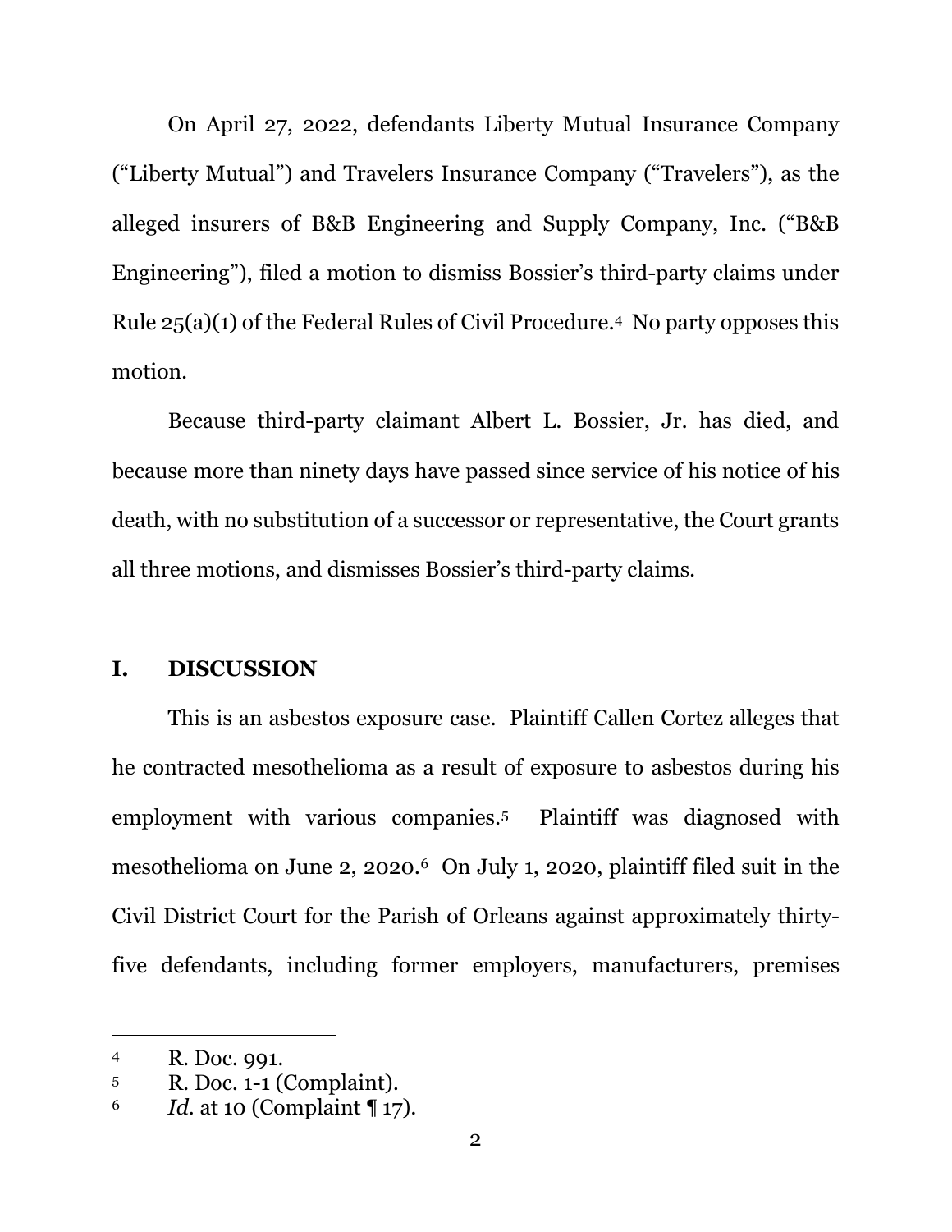On April 27, 2022, defendants Liberty Mutual Insurance Company ("Liberty Mutual") and Travelers Insurance Company ("Travelers"), as the alleged insurers of B&B Engineering and Supply Company, Inc. ("B&B Engineering"), filed a motion to dismiss Bossier's third-party claims under Rule 25(a)(1) of the Federal Rules of Civil Procedure.[4] No party opposes this motion.

Because third-party claimant Albert L. Bossier, Jr. has died, and because more than ninety days have passed since service of his notice of his death, with no substitution of a successor or representative, the Court grants all three motions, and dismisses Bossier's third-party claims.

## I. DISCUSSION

This is an asbestos exposure case. Plaintiff Callen Cortez alleges that he contracted mesothelioma as a result of exposure to asbestos during his employment with various companies.[5] Plaintiff was diagnosed with mesothelioma on June 2, 2020.[6] On July 1, 2020, plaintiff filed suit in the Civil District Court for the Parish of Orleans against approximately thirty-five defendants, including former employers, manufacturers, premises

---

[4] R. Doc. 991.

[5] R. Doc. 1-1 (Complaint).

[6] *Id.* at 10 (Complaint ¶ 17).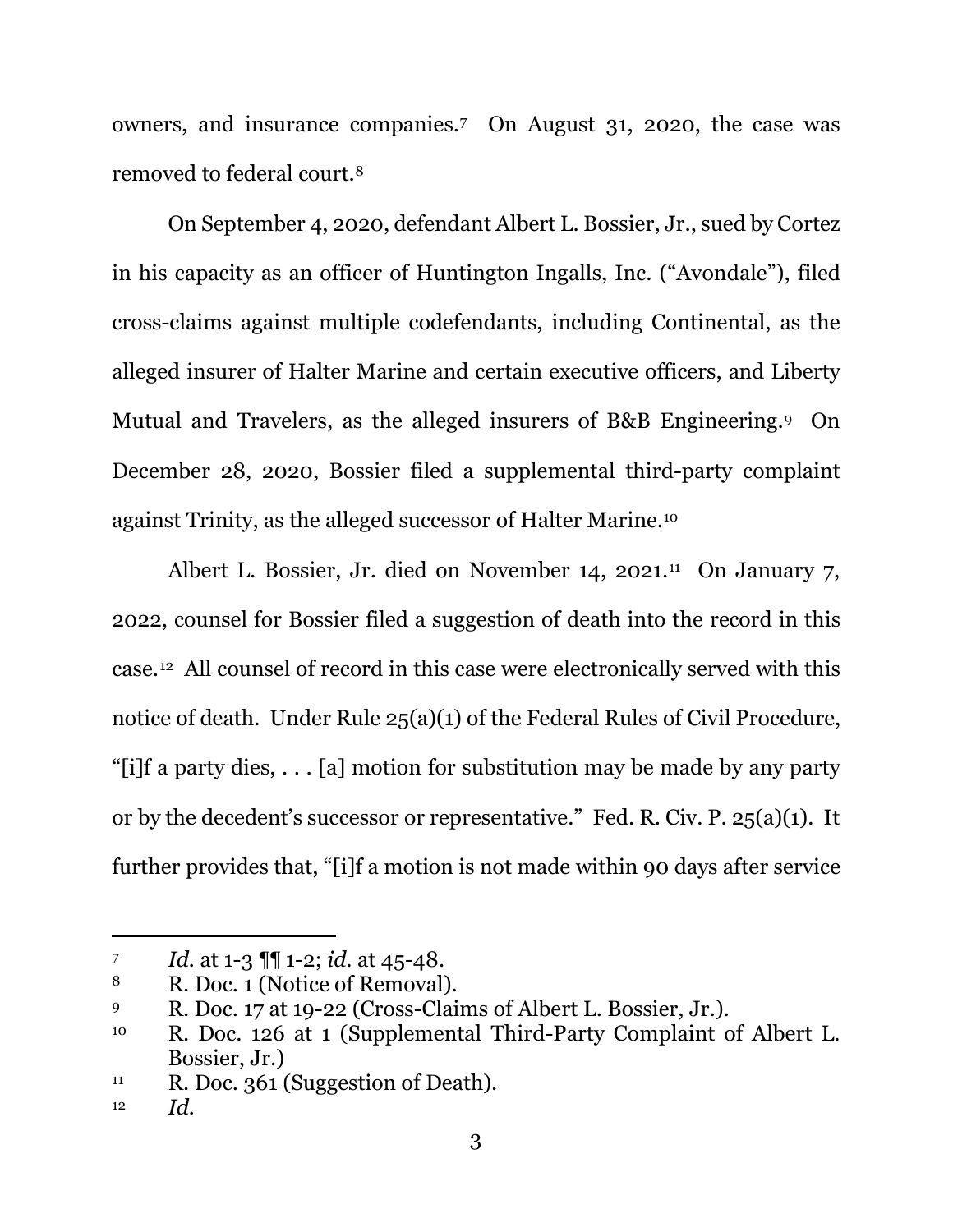owners, and insurance companies.[7] On August 31, 2020, the case was removed to federal court.[8]

On September 4, 2020, defendant Albert L. Bossier, Jr., sued by Cortez in his capacity as an officer of Huntington Ingalls, Inc. ("Avondale"), filed cross-claims against multiple codefendants, including Continental, as the alleged insurer of Halter Marine and certain executive officers, and Liberty Mutual and Travelers, as the alleged insurers of B&B Engineering.[9] On December 28, 2020, Bossier filed a supplemental third-party complaint against Trinity, as the alleged successor of Halter Marine.[10]

Albert L. Bossier, Jr. died on November 14, 2021.[11] On January 7, 2022, counsel for Bossier filed a suggestion of death into the record in this case.[12] All counsel of record in this case were electronically served with this notice of death. Under Rule 25(a)(1) of the Federal Rules of Civil Procedure, "[i]f a party dies, . . . [a] motion for substitution may be made by any party or by the decedent's successor or representative." Fed. R. Civ. P. 25(a)(1). It further provides that, "[i]f a motion is not made within 90 days after service

---

[7] *Id.* at 1-3 ¶¶ 1-2; *id.* at 45-48.

[8] R. Doc. 1 (Notice of Removal).

[9] R. Doc. 17 at 19-22 (Cross-Claims of Albert L. Bossier, Jr.).

[10] R. Doc. 126 at 1 (Supplemental Third-Party Complaint of Albert L. Bossier, Jr.)

[11] R. Doc. 361 (Suggestion of Death).

[12] *Id.*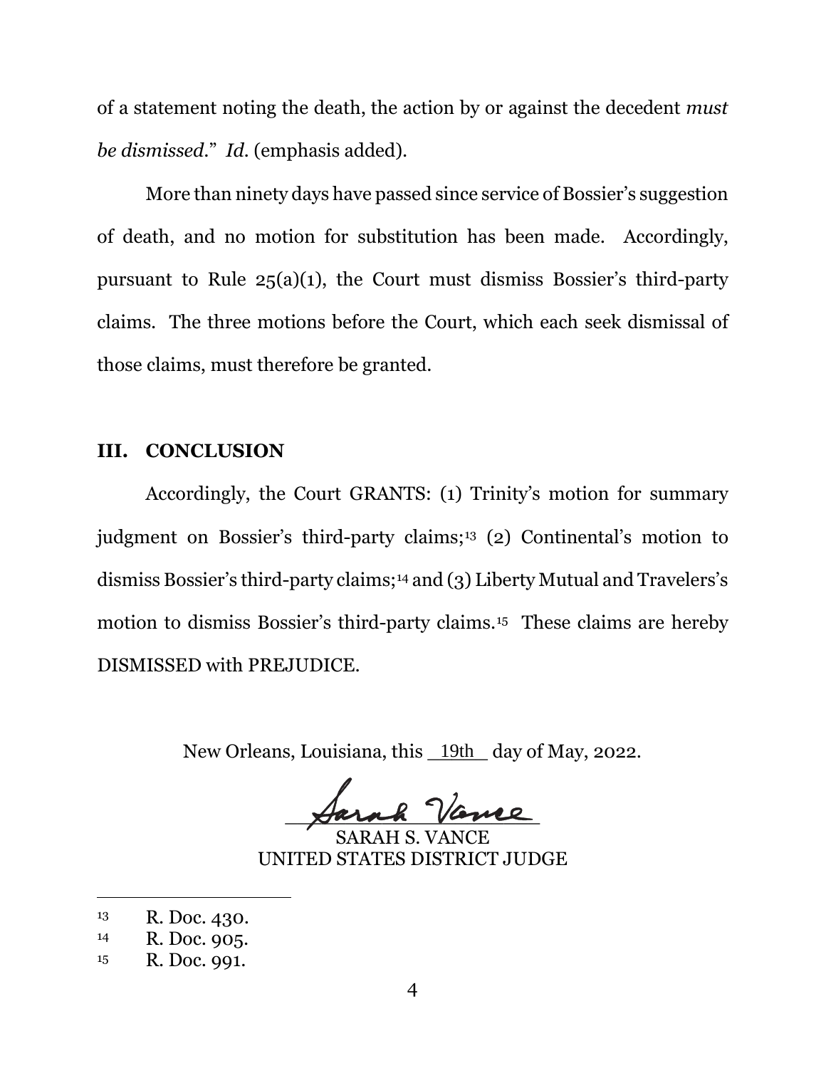of a statement noting the death, the action by or against the decedent *must be dismissed*." *Id.* (emphasis added).

More than ninety days have passed since service of Bossier's suggestion of death, and no motion for substitution has been made. Accordingly, pursuant to Rule 25(a)(1), the Court must dismiss Bossier's third-party claims. The three motions before the Court, which each seek dismissal of those claims, must therefore be granted.

## III. CONCLUSION

Accordingly, the Court GRANTS: (1) Trinity's motion for summary judgment on Bossier's third-party claims;[13] (2) Continental's motion to dismiss Bossier's third-party claims;[14] and (3) Liberty Mutual and Travelers's motion to dismiss Bossier's third-party claims.[15] These claims are hereby DISMISSED with PREJUDICE.

New Orleans, Louisiana, this 19th day of May, 2022.

SARAH S. VANCE
UNITED STATES DISTRICT JUDGE

---

[13] R. Doc. 430.

[14] R. Doc. 905.

[15] R. Doc. 991.